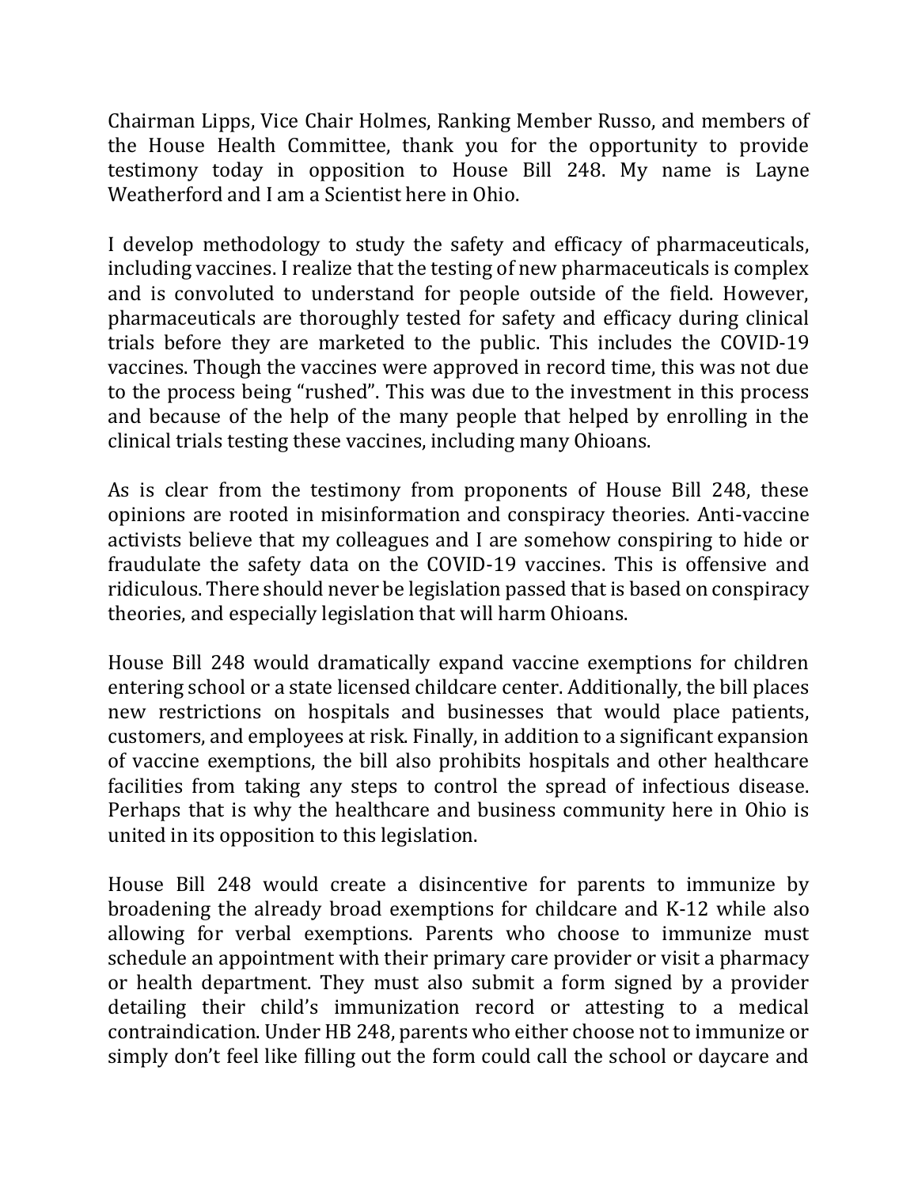Chairman Lipps, Vice Chair Holmes, Ranking Member Russo, and members of the House Health Committee, thank you for the opportunity to provide testimony today in opposition to House Bill 248. My name is Layne Weatherford and I am a Scientist here in Ohio.

I develop methodology to study the safety and efficacy of pharmaceuticals, including vaccines. I realize that the testing of new pharmaceuticals is complex and is convoluted to understand for people outside of the field. However, pharmaceuticals are thoroughly tested for safety and efficacy during clinical trials before they are marketed to the public. This includes the COVID-19 vaccines. Though the vaccines were approved in record time, this was not due to the process being "rushed". This was due to the investment in this process and because of the help of the many people that helped by enrolling in the clinical trials testing these vaccines, including many Ohioans.

As is clear from the testimony from proponents of House Bill 248, these opinions are rooted in misinformation and conspiracy theories. Anti-vaccine activists believe that my colleagues and I are somehow conspiring to hide or fraudulate the safety data on the COVID-19 vaccines. This is offensive and ridiculous. There should never be legislation passed that is based on conspiracy theories, and especially legislation that will harm Ohioans.

House Bill 248 would dramatically expand vaccine exemptions for children entering school or a state licensed childcare center. Additionally, the bill places new restrictions on hospitals and businesses that would place patients, customers, and employees at risk. Finally, in addition to a significant expansion of vaccine exemptions, the bill also prohibits hospitals and other healthcare facilities from taking any steps to control the spread of infectious disease. Perhaps that is why the healthcare and business community here in Ohio is united in its opposition to this legislation.

House Bill 248 would create a disincentive for parents to immunize by broadening the already broad exemptions for childcare and K-12 while also allowing for verbal exemptions. Parents who choose to immunize must schedule an appointment with their primary care provider or visit a pharmacy or health department. They must also submit a form signed by a provider detailing their child's immunization record or attesting to a medical contraindication. Under HB 248, parents who either choose not to immunize or simply don't feel like filling out the form could call the school or daycare and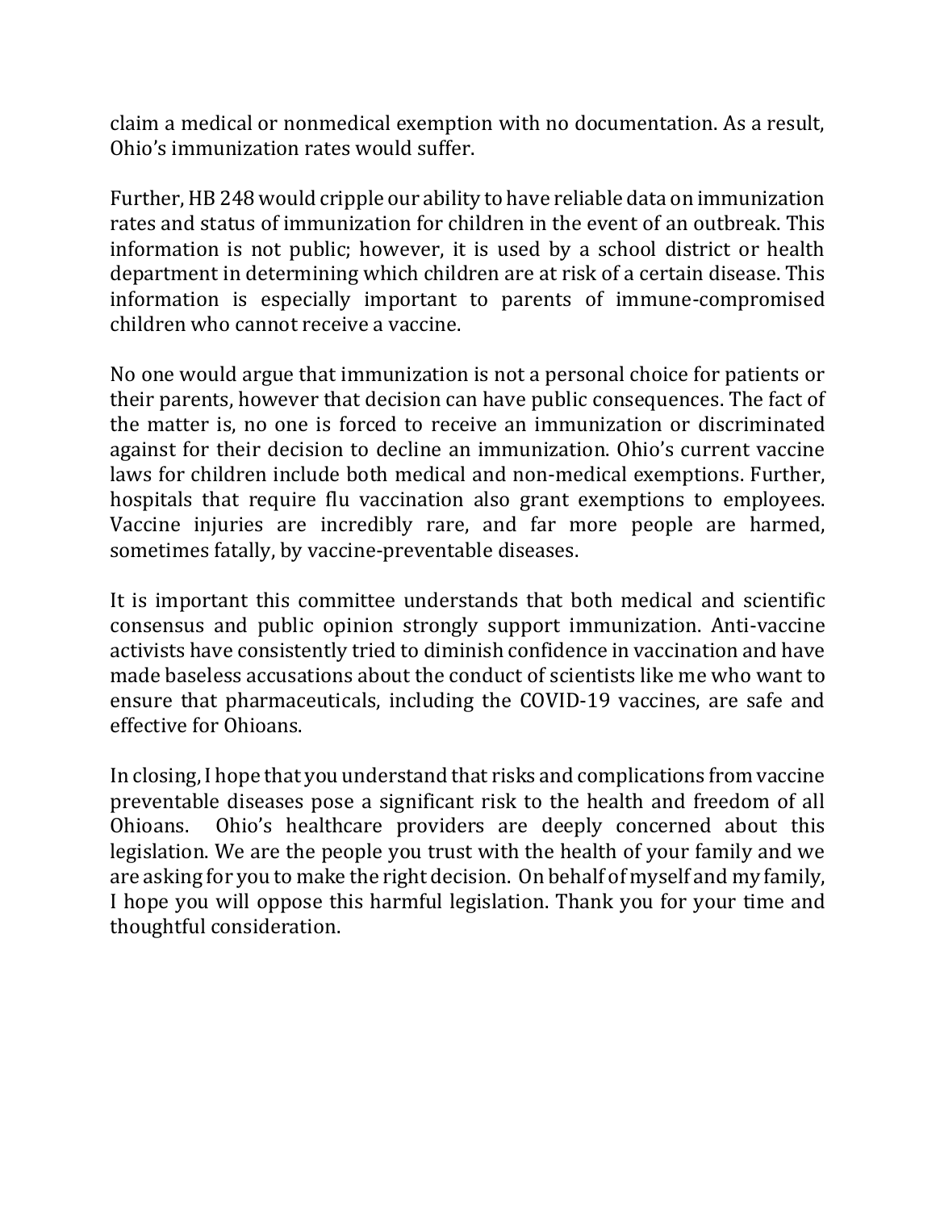claim a medical or nonmedical exemption with no documentation. As a result, Ohio's immunization rates would suffer.

Further, HB 248 would cripple our ability to have reliable data on immunization rates and status of immunization for children in the event of an outbreak. This information is not public; however, it is used by a school district or health department in determining which children are at risk of a certain disease. This information is especially important to parents of immune-compromised children who cannot receive a vaccine.

No one would argue that immunization is not a personal choice for patients or their parents, however that decision can have public consequences. The fact of the matter is, no one is forced to receive an immunization or discriminated against for their decision to decline an immunization. Ohio's current vaccine laws for children include both medical and non-medical exemptions. Further, hospitals that require flu vaccination also grant exemptions to employees. Vaccine injuries are incredibly rare, and far more people are harmed, sometimes fatally, by vaccine-preventable diseases.

It is important this committee understands that both medical and scientific consensus and public opinion strongly support immunization. Anti-vaccine activists have consistently tried to diminish confidence in vaccination and have made baseless accusations about the conduct of scientists like me who want to ensure that pharmaceuticals, including the COVID-19 vaccines, are safe and effective for Ohioans.

In closing, I hope that you understand that risks and complications from vaccine preventable diseases pose a significant risk to the health and freedom of all Ohioans. Ohio's healthcare providers are deeply concerned about this legislation. We are the people you trust with the health of your family and we are asking for you to make the right decision. On behalf of myself and my family, I hope you will oppose this harmful legislation. Thank you for your time and thoughtful consideration.